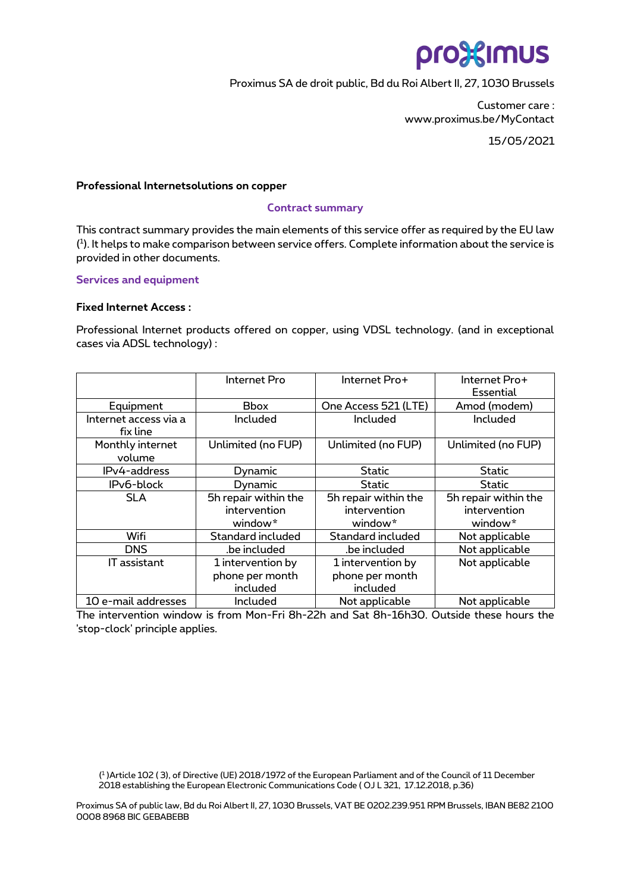Proximus SA de droit public, Bd du Roi Albert II, 27, 1030 Brussels

Customer care :
www.proximus.be/MyContact

15/05/2021

**Professional Internetsolutions on copper**

## Contract summary

This contract summary provides the main elements of this service offer as required by the EU law ([1]). It helps to make comparison between service offers. Complete information about the service is provided in other documents.

## Services and equipment

**Fixed Internet Access :**

Professional Internet products offered on copper, using VDSL technology. (and in exceptional cases via ADSL technology) :

| | Internet Pro | Internet Pro+ | Internet Pro+ Essential |
|---|---|---|---|
| Equipment | Bbox | One Access 521 (LTE) | Amod (modem) |
| Internet access via a fix line | Included | Included | Included |
| Monthly internet volume | Unlimited (no FUP) | Unlimited (no FUP) | Unlimited (no FUP) |
| IPv4-address | Dynamic | Static | Static |
| IPv6-block | Dynamic | Static | Static |
| SLA | 5h repair within the intervention window* | 5h repair within the intervention window* | 5h repair within the intervention window* |
| Wifi | Standard included | Standard included | Not applicable |
| DNS | .be included | .be included | Not applicable |
| IT assistant | 1 intervention by phone per month included | 1 intervention by phone per month included | Not applicable |
| 10 e-mail addresses | Included | Not applicable | Not applicable |

The intervention window is from Mon-Fri 8h-22h and Sat 8h-16h30. Outside these hours the 'stop-clock' principle applies.

[1] Article 102 ( 3), of Directive (UE) 2018/1972 of the European Parliament and of the Council of 11 December 2018 establishing the European Electronic Communications Code ( OJ L 321, 17.12.2018, p.36)

Proximus SA of public law, Bd du Roi Albert II, 27, 1030 Brussels, VAT BE 0202.239.951 RPM Brussels, IBAN BE82 2100 0008 8968 BIC GEBABEBB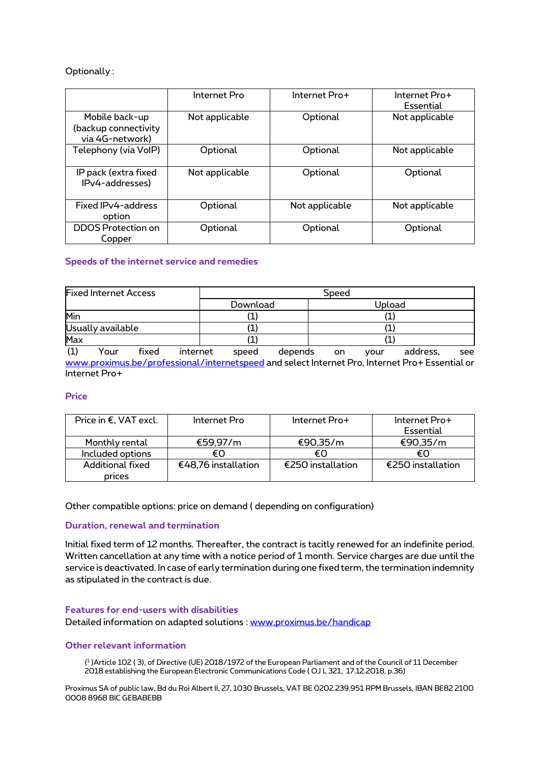Optionally :

| | Internet Pro | Internet Pro+ | Internet Pro+ Essential |
|---|---|---|---|
| Mobile back-up (backup connectivity via 4G-network) | Not applicable | Optional | Not applicable |
| Telephony (via VoIP) | Optional | Optional | Not applicable |
| IP pack (extra fixed IPv4-addresses) | Not applicable | Optional | Optional |
| Fixed IPv4-address option | Optional | Not applicable | Not applicable |
| DDOS Protection on Copper | Optional | Optional | Optional |

## Speeds of the internet service and remedies

| Fixed Internet Access | Speed | |
|---|---|---|
| | Download | Upload |
| Min | (1) | (1) |
| Usually available | (1) | (1) |
| Max | (1) | (1) |

(1) Your fixed internet speed depends on your address, see www.proximus.be/professional/internetspeed and select Internet Pro, Internet Pro+ Essential or Internet Pro+

## Price

| Price in €, VAT excl. | Internet Pro | Internet Pro+ | Internet Pro+ Essential |
|---|---|---|---|
| Monthly rental | €59,97/m | €90,35/m | €90,35/m |
| Included options | €0 | €0 | €0 |
| Additional fixed prices | €48,76 installation | €250 installation | €250 installation |

Other compatible options: price on demand ( depending on configuration)

## Duration, renewal and termination

Initial fixed term of 12 months. Thereafter, the contract is tacitly renewed for an indefinite period. Written cancellation at any time with a notice period of 1 month. Service charges are due until the service is deactivated. In case of early termination during one fixed term, the termination indemnity as stipulated in the contract is due.

## Features for end-users with disabilities

Detailed information on adapted solutions : www.proximus.be/handicap

## Other relevant information

([1] )Article 102 ( 3), of Directive (UE) 2018/1972 of the European Parliament and of the Council of 11 December 2018 establishing the European Electronic Communications Code ( OJ L 321, 17.12.2018, p.36)

Proximus SA of public law, Bd du Roi Albert II, 27, 1030 Brussels, VAT BE 0202.239.951 RPM Brussels, IBAN BE82 2100 0008 8968 BIC GEBABEBB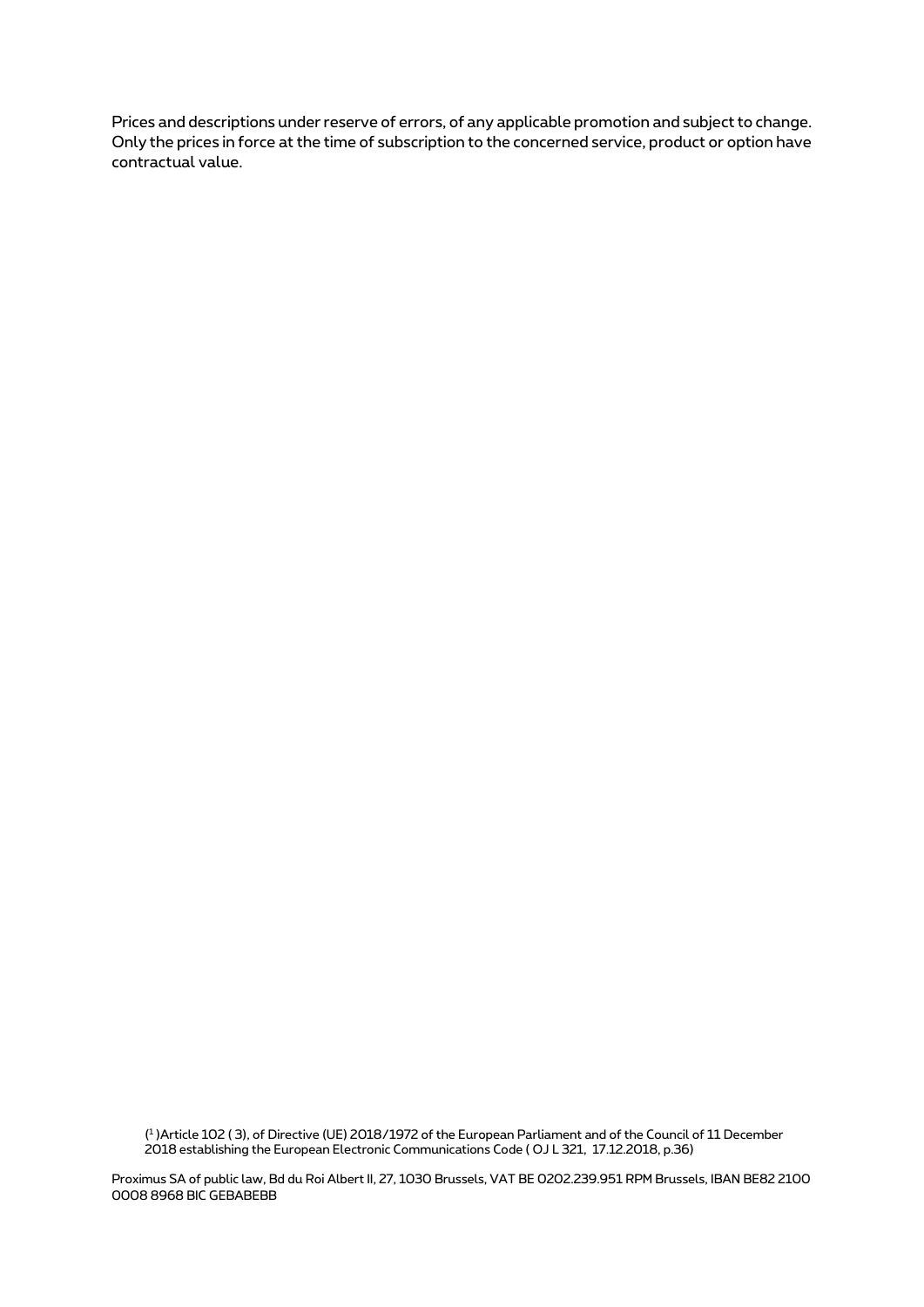Prices and descriptions under reserve of errors, of any applicable promotion and subject to change. Only the prices in force at the time of subscription to the concerned service, product or option have contractual value.

([1] )Article 102 ( 3), of Directive (UE) 2018/1972 of the European Parliament and of the Council of 11 December 2018 establishing the European Electronic Communications Code ( OJ L 321, 17.12.2018, p.36)

Proximus SA of public law, Bd du Roi Albert II, 27, 1030 Brussels, VAT BE 0202.239.951 RPM Brussels, IBAN BE82 2100 0008 8968 BIC GEBABEBB